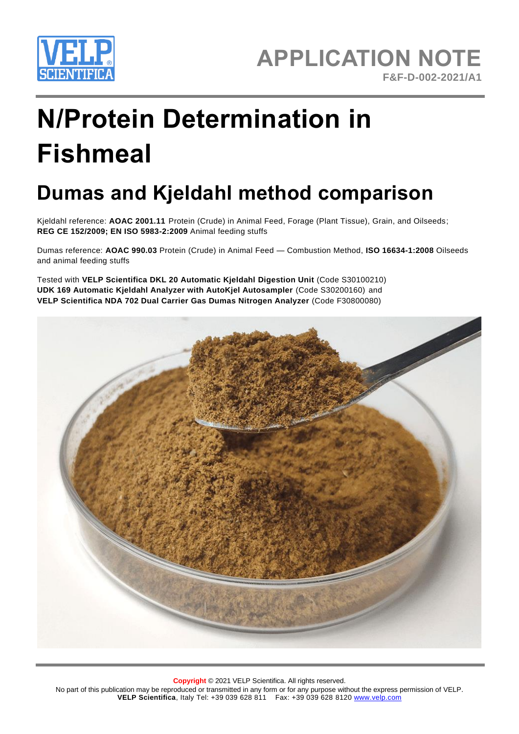APPLICATION NOTE
F&F-D-002-2021/A1

# N/Protein Determination in Fishmeal

## Dumas and Kjeldahl method comparison

Kjeldahl reference: **AOAC 2001.11** Protein (Crude) in Animal Feed, Forage (Plant Tissue), Grain, and Oilseeds; **REG CE 152/2009; EN ISO 5983-2:2009** Animal feeding stuffs

Dumas reference: **AOAC 990.03** Protein (Crude) in Animal Feed — Combustion Method, **ISO 16634-1:2008** Oilseeds and animal feeding stuffs

Tested with **VELP Scientifica DKL 20 Automatic Kjeldahl Digestion Unit** (Code S30100210) **UDK 169 Automatic Kjeldahl Analyzer with AutoKjel Autosampler** (Code S30200160) and **VELP Scientifica NDA 702 Dual Carrier Gas Dumas Nitrogen Analyzer** (Code F30800080)

**Copyright** © 2021 VELP Scientifica. All rights reserved.
No part of this publication may be reproduced or transmitted in any form or for any purpose without the express permission of VELP.
**VELP Scientifica**, Italy Tel: +39 039 628 811 Fax: +39 039 628 8120 www.velp.com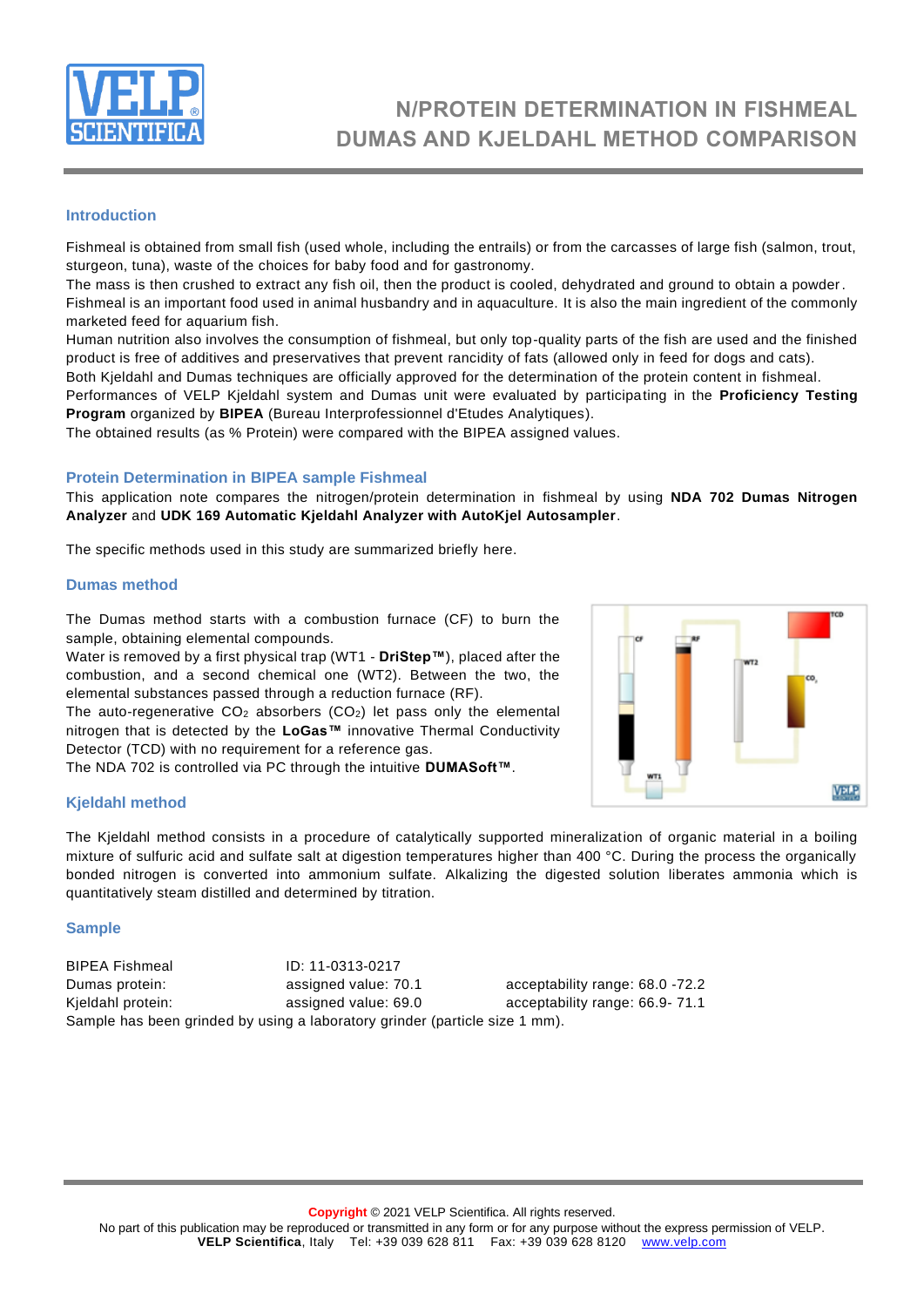# N/PROTEIN DETERMINATION IN FISHMEAL DUMAS AND KJELDAHL METHOD COMPARISON

## Introduction

Fishmeal is obtained from small fish (used whole, including the entrails) or from the carcasses of large fish (salmon, trout, sturgeon, tuna), waste of the choices for baby food and for gastronomy.
The mass is then crushed to extract any fish oil, then the product is cooled, dehydrated and ground to obtain a powder.
Fishmeal is an important food used in animal husbandry and in aquaculture. It is also the main ingredient of the commonly marketed feed for aquarium fish.
Human nutrition also involves the consumption of fishmeal, but only top-quality parts of the fish are used and the finished product is free of additives and preservatives that prevent rancidity of fats (allowed only in feed for dogs and cats).
Both Kjeldahl and Dumas techniques are officially approved for the determination of the protein content in fishmeal.
Performances of VELP Kjeldahl system and Dumas unit were evaluated by participating in the **Proficiency Testing Program** organized by **BIPEA** (Bureau Interprofessionnel d'Etudes Analytiques).
The obtained results (as % Protein) were compared with the BIPEA assigned values.

## Protein Determination in BIPEA sample Fishmeal

This application note compares the nitrogen/protein determination in fishmeal by using **NDA 702 Dumas Nitrogen Analyzer** and **UDK 169 Automatic Kjeldahl Analyzer with AutoKjel Autosampler**.

The specific methods used in this study are summarized briefly here.

## Dumas method

The Dumas method starts with a combustion furnace (CF) to burn the sample, obtaining elemental compounds.
Water is removed by a first physical trap (WT1 - **DriStep™**), placed after the combustion, and a second chemical one (WT2). Between the two, the elemental substances passed through a reduction furnace (RF).
The auto-regenerative $CO_2$ absorbers ($CO_2$) let pass only the elemental nitrogen that is detected by the **LoGas™** innovative Thermal Conductivity Detector (TCD) with no requirement for a reference gas.
The NDA 702 is controlled via PC through the intuitive **DUMASoft™**.

## Kjeldahl method

The Kjeldahl method consists in a procedure of catalytically supported mineralization of organic material in a boiling mixture of sulfuric acid and sulfate salt at digestion temperatures higher than 400 °C. During the process the organically bonded nitrogen is converted into ammonium sulfate. Alkalizing the digested solution liberates ammonia which is quantitatively steam distilled and determined by titration.

## Sample

| BIPEA Fishmeal | ID: 11-0313-0217 | |
|---|---|---|
| Dumas protein: | assigned value: 70.1 | acceptability range: 68.0 -72.2 |
| Kjeldahl protein: | assigned value: 69.0 | acceptability range: 66.9- 71.1 |

Sample has been grinded by using a laboratory grinder (particle size 1 mm).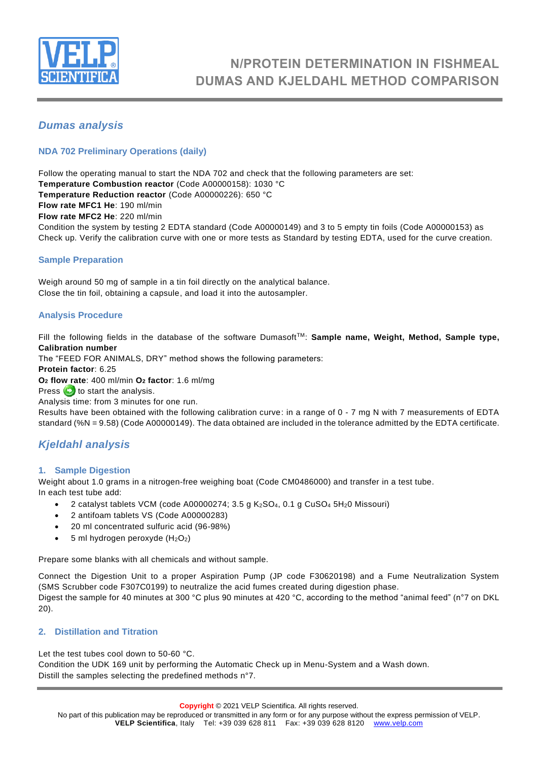## Dumas analysis

### NDA 702 Preliminary Operations (daily)

Follow the operating manual to start the NDA 702 and check that the following parameters are set:
**Temperature Combustion reactor** (Code A00000158): 1030 °C
**Temperature Reduction reactor** (Code A00000226): 650 °C
**Flow rate MFC1 He**: 190 ml/min
**Flow rate MFC2 He**: 220 ml/min
Condition the system by testing 2 EDTA standard (Code A00000149) and 3 to 5 empty tin foils (Code A00000153) as Check up. Verify the calibration curve with one or more tests as Standard by testing EDTA, used for the curve creation.

### Sample Preparation

Weigh around 50 mg of sample in a tin foil directly on the analytical balance.
Close the tin foil, obtaining a capsule, and load it into the autosampler.

### Analysis Procedure

Fill the following fields in the database of the software Dumasoft™: **Sample name, Weight, Method, Sample type, Calibration number**
The "FEED FOR ANIMALS, DRY" method shows the following parameters:
**Protein factor**: 6.25
**$O_2$ flow rate**: 400 ml/min **$O_2$ factor**: 1.6 ml/mg
Press to start the analysis.
Analysis time: from 3 minutes for one run.
Results have been obtained with the following calibration curve: in a range of 0 - 7 mg N with 7 measurements of EDTA standard (%N = 9.58) (Code A00000149). The data obtained are included in the tolerance admitted by the EDTA certificate.

## Kjeldahl analysis

### 1. Sample Digestion

Weight about 1.0 grams in a nitrogen-free weighing boat (Code CM0486000) and transfer in a test tube.
In each test tube add:

- 2 catalyst tablets VCM (code A00000274; 3.5 g $K_2SO_4$, 0.1 g $CuSO_4$ $5H_20$ Missouri)
- 2 antifoam tablets VS (Code A00000283)
- 20 ml concentrated sulfuric acid (96-98%)
- 5 ml hydrogen peroxyde ($H_2O_2$)

Prepare some blanks with all chemicals and without sample.

Connect the Digestion Unit to a proper Aspiration Pump (JP code F30620198) and a Fume Neutralization System (SMS Scrubber code F307C0199) to neutralize the acid fumes created during digestion phase.
Digest the sample for 40 minutes at 300 °C plus 90 minutes at 420 °C, according to the method "animal feed" (n°7 on DKL 20).

### 2. Distillation and Titration

Let the test tubes cool down to 50-60 °C.
Condition the UDK 169 unit by performing the Automatic Check up in Menu-System and a Wash down.
Distill the samples selecting the predefined methods n°7.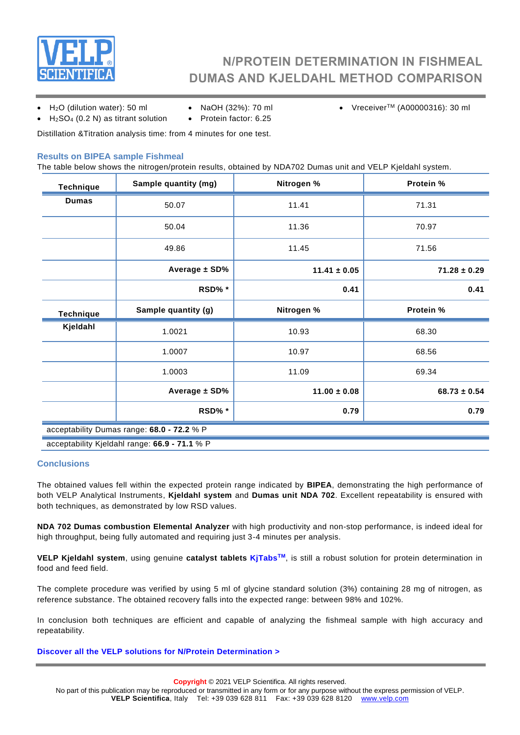# N/PROTEIN DETERMINATION IN FISHMEAL
# DUMAS AND KJELDAHL METHOD COMPARISON

- $H_2O$ (dilution water): 50 ml
- $H_2SO_4$ (0.2 N) as titrant solution
- NaOH (32%): 70 ml
- Protein factor: 6.25
- Vreceiver™ (A00000316): 30 ml

Distillation &Titration analysis time: from 4 minutes for one test.

### Results on BIPEA sample Fishmeal

The table below shows the nitrogen/protein results, obtained by NDA702 Dumas unit and VELP Kjeldahl system.

| Technique | Sample quantity (mg) | Nitrogen % | Protein % |
|---|---|---|---|
| **Dumas** | 50.07 | 11.41 | 71.31 |
| | 50.04 | 11.36 | 70.97 |
| | 49.86 | 11.45 | 71.56 |
| | **Average ± SD%** | **11.41 ± 0.05** | **71.28 ± 0.29** |
| | **RSD% *** | **0.41** | **0.41** |
| **Technique** | **Sample quantity (g)** | **Nitrogen %** | **Protein %** |
| **Kjeldahl** | 1.0021 | 10.93 | 68.30 |
| | 1.0007 | 10.97 | 68.56 |
| | 1.0003 | 11.09 | 69.34 |
| | **Average ± SD%** | **11.00 ± 0.08** | **68.73 ± 0.54** |
| | **RSD% *** | **0.79** | **0.79** |
| acceptability Dumas range: **68.0 - 72.2** % P | | | |
| acceptability Kjeldahl range: **66.9 - 71.1** % P | | | |

### Conclusions

The obtained values fell within the expected protein range indicated by **BIPEA**, demonstrating the high performance of both VELP Analytical Instruments, **Kjeldahl system** and **Dumas unit NDA 702**. Excellent repeatability is ensured with both techniques, as demonstrated by low RSD values.

**NDA 702 Dumas combustion Elemental Analyzer** with high productivity and non-stop performance, is indeed ideal for high throughput, being fully automated and requiring just 3-4 minutes per analysis.

**VELP Kjeldahl system**, using genuine **catalyst tablets KjTabs™**, is still a robust solution for protein determination in food and feed field.

The complete procedure was verified by using 5 ml of glycine standard solution (3%) containing 28 mg of nitrogen, as reference substance. The obtained recovery falls into the expected range: between 98% and 102%.

In conclusion both techniques are efficient and capable of analyzing the fishmeal sample with high accuracy and repeatability.

**Discover all the VELP solutions for N/Protein Determination >**

**Copyright** © 2021 VELP Scientifica. All rights reserved.
No part of this publication may be reproduced or transmitted in any form or for any purpose without the express permission of VELP.
**VELP Scientifica**, Italy Tel: +39 039 628 811 Fax: +39 039 628 8120 www.velp.com